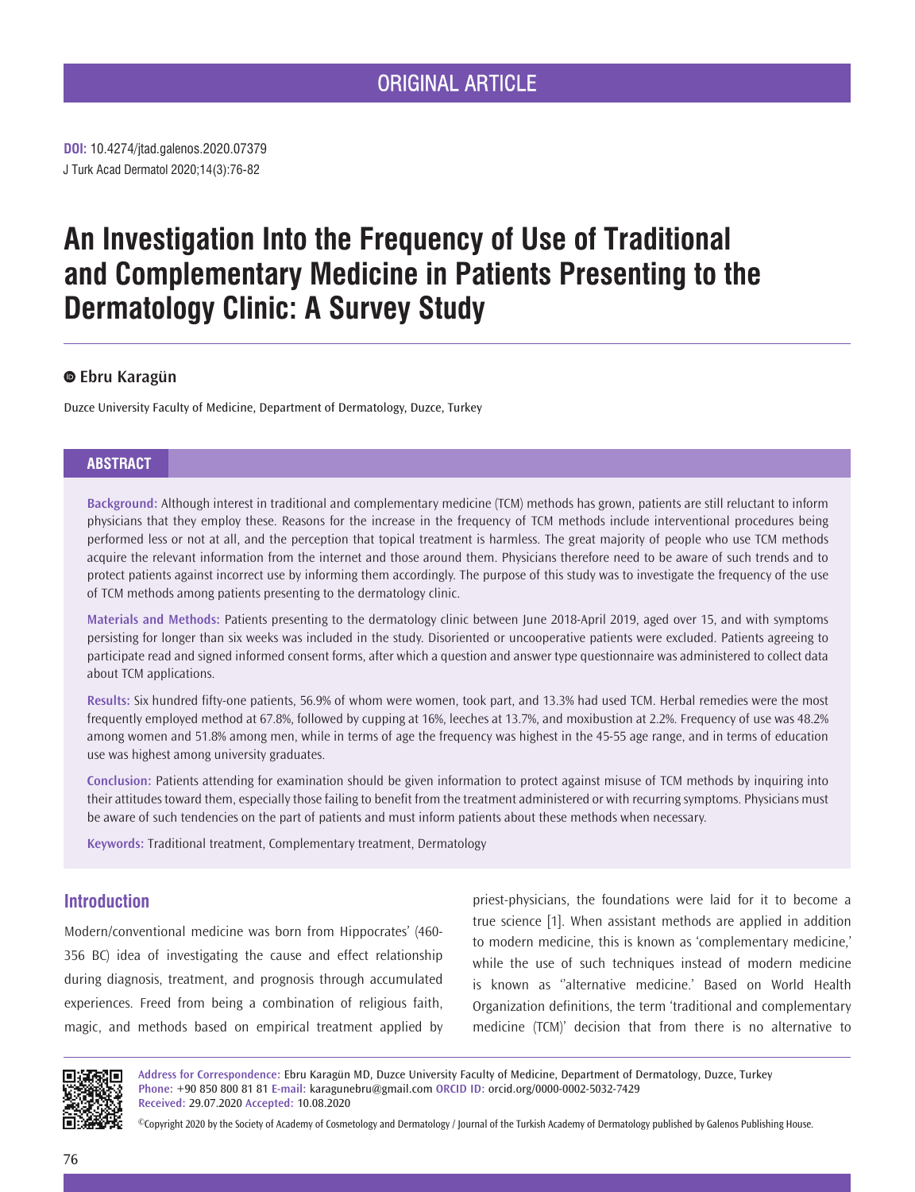ORIGINAL ARTICLE

**DOI:** 10.4274/jtad.galenos.2020.07379
J Turk Acad Dermatol 2020;14(3):76-82

# An Investigation Into the Frequency of Use of Traditional and Complementary Medicine in Patients Presenting to the Dermatology Clinic: A Survey Study

**Ebru Karagün**

Duzce University Faculty of Medicine, Department of Dermatology, Duzce, Turkey

## ABSTRACT

**Background:** Although interest in traditional and complementary medicine (TCM) methods has grown, patients are still reluctant to inform physicians that they employ these. Reasons for the increase in the frequency of TCM methods include interventional procedures being performed less or not at all, and the perception that topical treatment is harmless. The great majority of people who use TCM methods acquire the relevant information from the internet and those around them. Physicians therefore need to be aware of such trends and to protect patients against incorrect use by informing them accordingly. The purpose of this study was to investigate the frequency of the use of TCM methods among patients presenting to the dermatology clinic.

**Materials and Methods:** Patients presenting to the dermatology clinic between June 2018-April 2019, aged over 15, and with symptoms persisting for longer than six weeks was included in the study. Disoriented or uncooperative patients were excluded. Patients agreeing to participate read and signed informed consent forms, after which a question and answer type questionnaire was administered to collect data about TCM applications.

**Results:** Six hundred fifty-one patients, 56.9% of whom were women, took part, and 13.3% had used TCM. Herbal remedies were the most frequently employed method at 67.8%, followed by cupping at 16%, leeches at 13.7%, and moxibustion at 2.2%. Frequency of use was 48.2% among women and 51.8% among men, while in terms of age the frequency was highest in the 45-55 age range, and in terms of education use was highest among university graduates.

**Conclusion:** Patients attending for examination should be given information to protect against misuse of TCM methods by inquiring into their attitudes toward them, especially those failing to benefit from the treatment administered or with recurring symptoms. Physicians must be aware of such tendencies on the part of patients and must inform patients about these methods when necessary.

**Keywords:** Traditional treatment, Complementary treatment, Dermatology

## Introduction

Modern/conventional medicine was born from Hippocrates' (460-356 BC) idea of investigating the cause and effect relationship during diagnosis, treatment, and prognosis through accumulated experiences. Freed from being a combination of religious faith, magic, and methods based on empirical treatment applied by priest-physicians, the foundations were laid for it to become a true science [1]. When assistant methods are applied in addition to modern medicine, this is known as 'complementary medicine,' while the use of such techniques instead of modern medicine is known as ''alternative medicine.' Based on World Health Organization definitions, the term 'traditional and complementary medicine (TCM)' decision that from there is no alternative to

**Address for Correspondence:** Ebru Karagün MD, Duzce University Faculty of Medicine, Department of Dermatology, Duzce, Turkey
**Phone:** +90 850 800 81 81 **E-mail:** karagunebru@gmail.com **ORCID ID:** orcid.org/0000-0002-5032-7429
**Received:** 29.07.2020 **Accepted:** 10.08.2020

©Copyright 2020 by the Society of Academy of Cosmetology and Dermatology / Journal of the Turkish Academy of Dermatology published by Galenos Publishing House.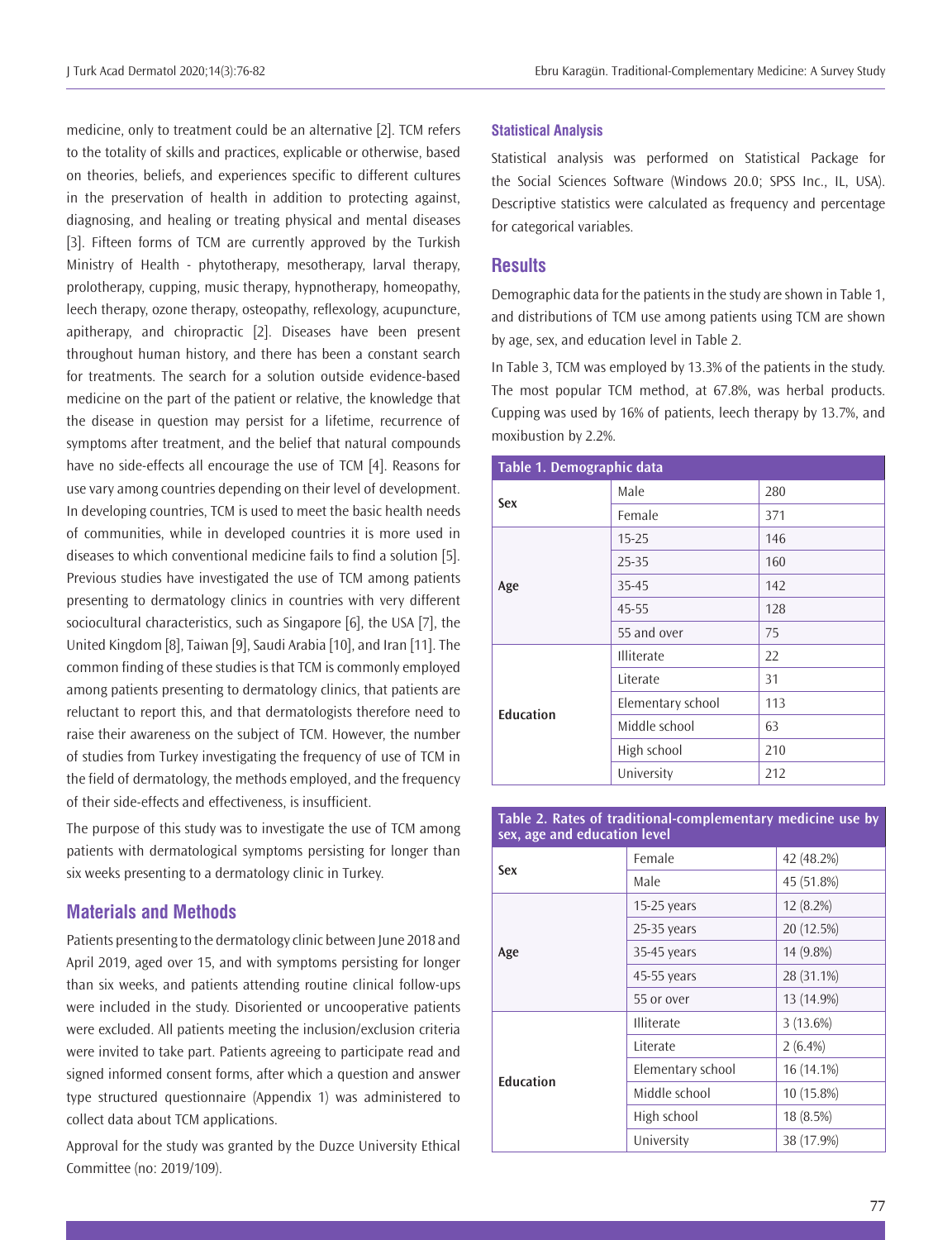medicine, only to treatment could be an alternative [2]. TCM refers to the totality of skills and practices, explicable or otherwise, based on theories, beliefs, and experiences specific to different cultures in the preservation of health in addition to protecting against, diagnosing, and healing or treating physical and mental diseases [3]. Fifteen forms of TCM are currently approved by the Turkish Ministry of Health - phytotherapy, mesotherapy, larval therapy, prolotherapy, cupping, music therapy, hypnotherapy, homeopathy, leech therapy, ozone therapy, osteopathy, reflexology, acupuncture, apitherapy, and chiropractic [2]. Diseases have been present throughout human history, and there has been a constant search for treatments. The search for a solution outside evidence-based medicine on the part of the patient or relative, the knowledge that the disease in question may persist for a lifetime, recurrence of symptoms after treatment, and the belief that natural compounds have no side-effects all encourage the use of TCM [4]. Reasons for use vary among countries depending on their level of development. In developing countries, TCM is used to meet the basic health needs of communities, while in developed countries it is more used in diseases to which conventional medicine fails to find a solution [5]. Previous studies have investigated the use of TCM among patients presenting to dermatology clinics in countries with very different sociocultural characteristics, such as Singapore [6], the USA [7], the United Kingdom [8], Taiwan [9], Saudi Arabia [10], and Iran [11]. The common finding of these studies is that TCM is commonly employed among patients presenting to dermatology clinics, that patients are reluctant to report this, and that dermatologists therefore need to raise their awareness on the subject of TCM. However, the number of studies from Turkey investigating the frequency of use of TCM in the field of dermatology, the methods employed, and the frequency of their side-effects and effectiveness, is insufficient.

The purpose of this study was to investigate the use of TCM among patients with dermatological symptoms persisting for longer than six weeks presenting to a dermatology clinic in Turkey.

## Materials and Methods

Patients presenting to the dermatology clinic between June 2018 and April 2019, aged over 15, and with symptoms persisting for longer than six weeks, and patients attending routine clinical follow-ups were included in the study. Disoriented or uncooperative patients were excluded. All patients meeting the inclusion/exclusion criteria were invited to take part. Patients agreeing to participate read and signed informed consent forms, after which a question and answer type structured questionnaire (Appendix 1) was administered to collect data about TCM applications.

Approval for the study was granted by the Duzce University Ethical Committee (no: 2019/109).

### Statistical Analysis

Statistical analysis was performed on Statistical Package for the Social Sciences Software (Windows 20.0; SPSS Inc., IL, USA). Descriptive statistics were calculated as frequency and percentage for categorical variables.

## Results

Demographic data for the patients in the study are shown in Table 1, and distributions of TCM use among patients using TCM are shown by age, sex, and education level in Table 2.

In Table 3, TCM was employed by 13.3% of the patients in the study. The most popular TCM method, at 67.8%, was herbal products. Cupping was used by 16% of patients, leech therapy by 13.7%, and moxibustion by 2.2%.

**Table 1. Demographic data**

| | | |
|---|---|---|
| Sex | Male | 280 |
| | Female | 371 |
| Age | 15-25 | 146 |
| | 25-35 | 160 |
| | 35-45 | 142 |
| | 45-55 | 128 |
| | 55 and over | 75 |
| Education | Illiterate | 22 |
| | Literate | 31 |
| | Elementary school | 113 |
| | Middle school | 63 |
| | High school | 210 |
| | University | 212 |

**Table 2. Rates of traditional-complementary medicine use by sex, age and education level**

| | | |
|---|---|---|
| Sex | Female | 42 (48.2%) |
| | Male | 45 (51.8%) |
| Age | 15-25 years | 12 (8.2%) |
| | 25-35 years | 20 (12.5%) |
| | 35-45 years | 14 (9.8%) |
| | 45-55 years | 28 (31.1%) |
| | 55 or over | 13 (14.9%) |
| Education | Illiterate | 3 (13.6%) |
| | Literate | 2 (6.4%) |
| | Elementary school | 16 (14.1%) |
| | Middle school | 10 (15.8%) |
| | High school | 18 (8.5%) |
| | University | 38 (17.9%) |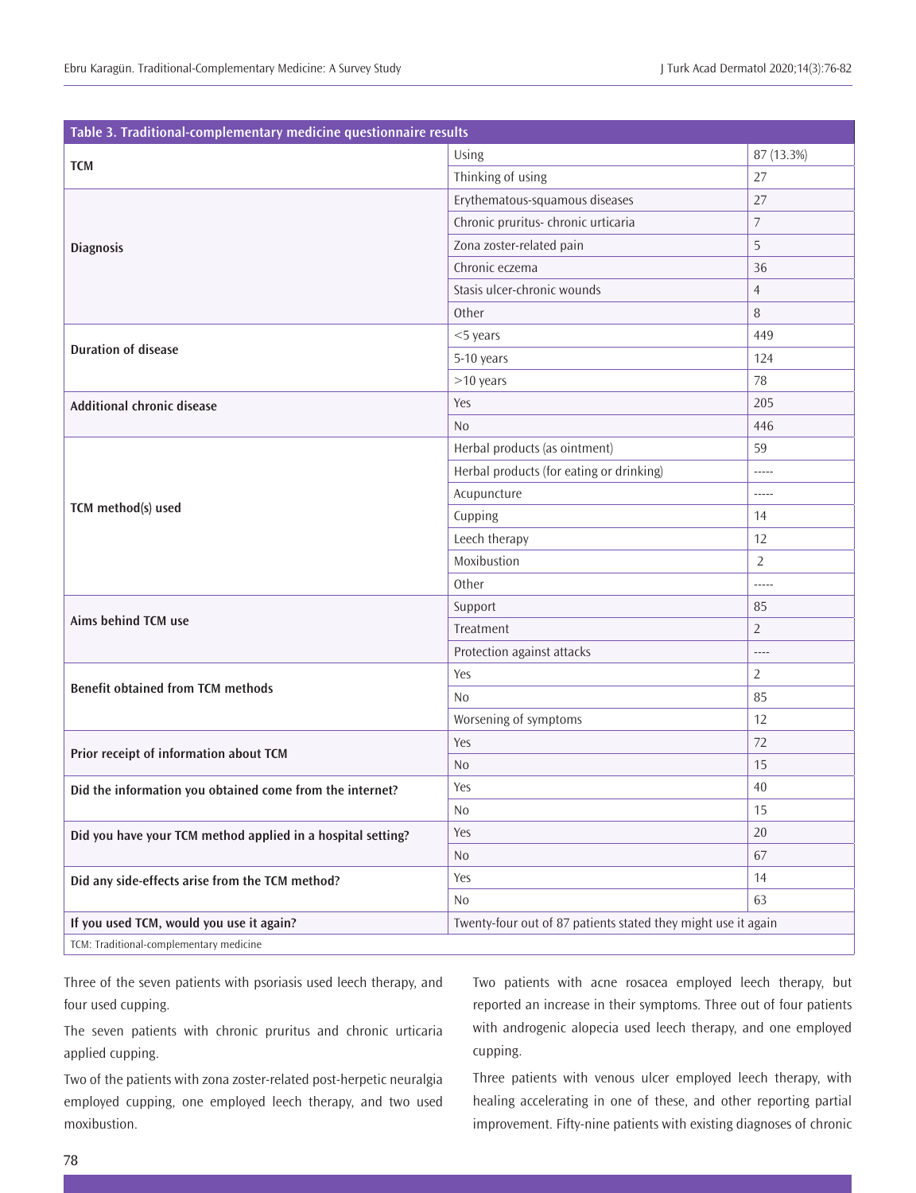| Table 3. Traditional-complementary medicine questionnaire results | | |
|---|---|---|
| **TCM** | Using | 87 (13.3%) |
| | Thinking of using | 27 |
| **Diagnosis** | Erythematous-squamous diseases | 27 |
| | Chronic pruritus- chronic urticaria | 7 |
| | Zona zoster-related pain | 5 |
| | Chronic eczema | 36 |
| | Stasis ulcer-chronic wounds | 4 |
| | Other | 8 |
| **Duration of disease** | <5 years | 449 |
| | 5-10 years | 124 |
| | >10 years | 78 |
| **Additional chronic disease** | Yes | 205 |
| | No | 446 |
| **TCM method(s) used** | Herbal products (as ointment) | 59 |
| | Herbal products (for eating or drinking) | ----- |
| | Acupuncture | ----- |
| | Cupping | 14 |
| | Leech therapy | 12 |
| | Moxibustion | 2 |
| | Other | ----- |
| **Aims behind TCM use** | Support | 85 |
| | Treatment | 2 |
| | Protection against attacks | ---- |
| **Benefit obtained from TCM methods** | Yes | 2 |
| | No | 85 |
| | Worsening of symptoms | 12 |
| **Prior receipt of information about TCM** | Yes | 72 |
| | No | 15 |
| **Did the information you obtained come from the internet?** | Yes | 40 |
| | No | 15 |
| **Did you have your TCM method applied in a hospital setting?** | Yes | 20 |
| | No | 67 |
| **Did any side-effects arise from the TCM method?** | Yes | 14 |
| | No | 63 |
| **If you used TCM, would you use it again?** | Twenty-four out of 87 patients stated they might use it again | |

TCM: Traditional-complementary medicine

Three of the seven patients with psoriasis used leech therapy, and four used cupping.

The seven patients with chronic pruritus and chronic urticaria applied cupping.

Two of the patients with zona zoster-related post-herpetic neuralgia employed cupping, one employed leech therapy, and two used moxibustion.

Two patients with acne rosacea employed leech therapy, but reported an increase in their symptoms. Three out of four patients with androgenic alopecia used leech therapy, and one employed cupping.

Three patients with venous ulcer employed leech therapy, with healing accelerating in one of these, and other reporting partial improvement. Fifty-nine patients with existing diagnoses of chronic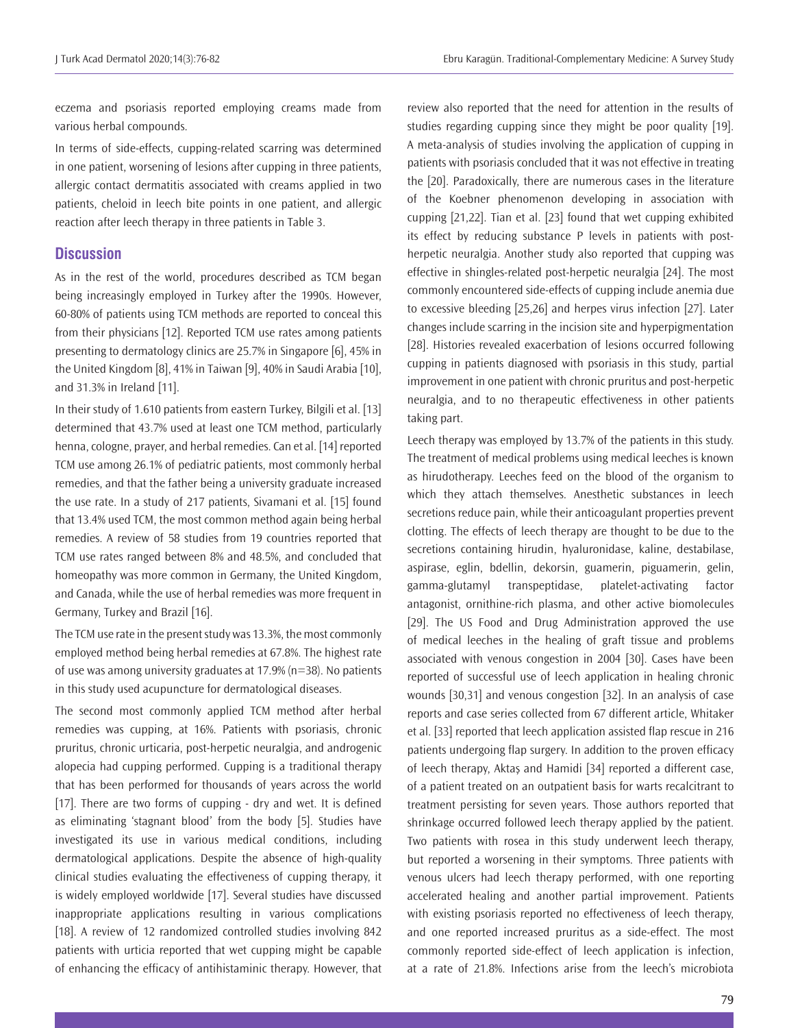eczema and psoriasis reported employing creams made from various herbal compounds.

In terms of side-effects, cupping-related scarring was determined in one patient, worsening of lesions after cupping in three patients, allergic contact dermatitis associated with creams applied in two patients, cheloid in leech bite points in one patient, and allergic reaction after leech therapy in three patients in Table 3.

## Discussion

As in the rest of the world, procedures described as TCM began being increasingly employed in Turkey after the 1990s. However, 60-80% of patients using TCM methods are reported to conceal this from their physicians [12]. Reported TCM use rates among patients presenting to dermatology clinics are 25.7% in Singapore [6], 45% in the United Kingdom [8], 41% in Taiwan [9], 40% in Saudi Arabia [10], and 31.3% in Ireland [11].

In their study of 1.610 patients from eastern Turkey, Bilgili et al. [13] determined that 43.7% used at least one TCM method, particularly henna, cologne, prayer, and herbal remedies. Can et al. [14] reported TCM use among 26.1% of pediatric patients, most commonly herbal remedies, and that the father being a university graduate increased the use rate. In a study of 217 patients, Sivamani et al. [15] found that 13.4% used TCM, the most common method again being herbal remedies. A review of 58 studies from 19 countries reported that TCM use rates ranged between 8% and 48.5%, and concluded that homeopathy was more common in Germany, the United Kingdom, and Canada, while the use of herbal remedies was more frequent in Germany, Turkey and Brazil [16].

The TCM use rate in the present study was 13.3%, the most commonly employed method being herbal remedies at 67.8%. The highest rate of use was among university graduates at 17.9% (n=38). No patients in this study used acupuncture for dermatological diseases.

The second most commonly applied TCM method after herbal remedies was cupping, at 16%. Patients with psoriasis, chronic pruritus, chronic urticaria, post-herpetic neuralgia, and androgenic alopecia had cupping performed. Cupping is a traditional therapy that has been performed for thousands of years across the world [17]. There are two forms of cupping - dry and wet. It is defined as eliminating 'stagnant blood' from the body [5]. Studies have investigated its use in various medical conditions, including dermatological applications. Despite the absence of high-quality clinical studies evaluating the effectiveness of cupping therapy, it is widely employed worldwide [17]. Several studies have discussed inappropriate applications resulting in various complications [18]. A review of 12 randomized controlled studies involving 842 patients with urticia reported that wet cupping might be capable of enhancing the efficacy of antihistaminic therapy. However, that review also reported that the need for attention in the results of studies regarding cupping since they might be poor quality [19]. A meta-analysis of studies involving the application of cupping in patients with psoriasis concluded that it was not effective in treating the [20]. Paradoxically, there are numerous cases in the literature of the Koebner phenomenon developing in association with cupping [21,22]. Tian et al. [23] found that wet cupping exhibited its effect by reducing substance P levels in patients with post-herpetic neuralgia. Another study also reported that cupping was effective in shingles-related post-herpetic neuralgia [24]. The most commonly encountered side-effects of cupping include anemia due to excessive bleeding [25,26] and herpes virus infection [27]. Later changes include scarring in the incision site and hyperpigmentation [28]. Histories revealed exacerbation of lesions occurred following cupping in patients diagnosed with psoriasis in this study, partial improvement in one patient with chronic pruritus and post-herpetic neuralgia, and to no therapeutic effectiveness in other patients taking part.

Leech therapy was employed by 13.7% of the patients in this study. The treatment of medical problems using medical leeches is known as hirudotherapy. Leeches feed on the blood of the organism to which they attach themselves. Anesthetic substances in leech secretions reduce pain, while their anticoagulant properties prevent clotting. The effects of leech therapy are thought to be due to the secretions containing hirudin, hyaluronidase, kaline, destabilase, aspirase, eglin, bdellin, dekorsin, guamerin, piguamerin, gelin, gamma-glutamyl transpeptidase, platelet-activating factor antagonist, ornithine-rich plasma, and other active biomolecules [29]. The US Food and Drug Administration approved the use of medical leeches in the healing of graft tissue and problems associated with venous congestion in 2004 [30]. Cases have been reported of successful use of leech application in healing chronic wounds [30,31] and venous congestion [32]. In an analysis of case reports and case series collected from 67 different article, Whitaker et al. [33] reported that leech application assisted flap rescue in 216 patients undergoing flap surgery. In addition to the proven efficacy of leech therapy, Aktaş and Hamidi [34] reported a different case, of a patient treated on an outpatient basis for warts recalcitrant to treatment persisting for seven years. Those authors reported that shrinkage occurred followed leech therapy applied by the patient. Two patients with rosea in this study underwent leech therapy, but reported a worsening in their symptoms. Three patients with venous ulcers had leech therapy performed, with one reporting accelerated healing and another partial improvement. Patients with existing psoriasis reported no effectiveness of leech therapy, and one reported increased pruritus as a side-effect. The most commonly reported side-effect of leech application is infection, at a rate of 21.8%. Infections arise from the leech's microbiota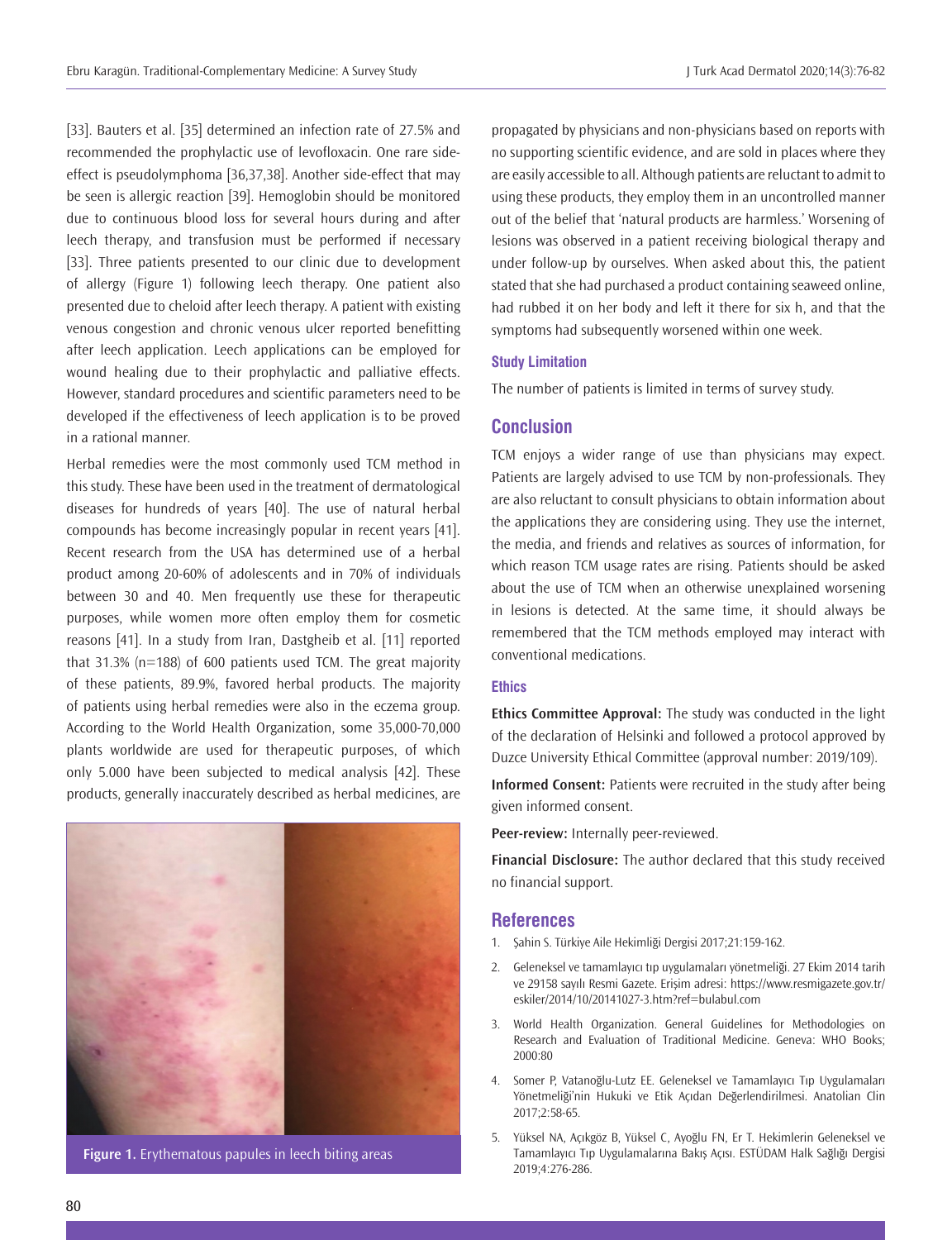[33]. Bauters et al. [35] determined an infection rate of 27.5% and recommended the prophylactic use of levofloxacin. One rare side-effect is pseudolymphoma [36,37,38]. Another side-effect that may be seen is allergic reaction [39]. Hemoglobin should be monitored due to continuous blood loss for several hours during and after leech therapy, and transfusion must be performed if necessary [33]. Three patients presented to our clinic due to development of allergy (Figure 1) following leech therapy. One patient also presented due to cheloid after leech therapy. A patient with existing venous congestion and chronic venous ulcer reported benefitting after leech application. Leech applications can be employed for wound healing due to their prophylactic and palliative effects. However, standard procedures and scientific parameters need to be developed if the effectiveness of leech application is to be proved in a rational manner.

Herbal remedies were the most commonly used TCM method in this study. These have been used in the treatment of dermatological diseases for hundreds of years [40]. The use of natural herbal compounds has become increasingly popular in recent years [41]. Recent research from the USA has determined use of a herbal product among 20-60% of adolescents and in 70% of individuals between 30 and 40. Men frequently use these for therapeutic purposes, while women more often employ them for cosmetic reasons [41]. In a study from Iran, Dastgheib et al. [11] reported that 31.3% (n=188) of 600 patients used TCM. The great majority of these patients, 89.9%, favored herbal products. The majority of patients using herbal remedies were also in the eczema group. According to the World Health Organization, some 35,000-70,000 plants worldwide are used for therapeutic purposes, of which only 5.000 have been subjected to medical analysis [42]. These products, generally inaccurately described as herbal medicines, are propagated by physicians and non-physicians based on reports with no supporting scientific evidence, and are sold in places where they are easily accessible to all. Although patients are reluctant to admit to using these products, they employ them in an uncontrolled manner out of the belief that 'natural products are harmless.' Worsening of lesions was observed in a patient receiving biological therapy and under follow-up by ourselves. When asked about this, the patient stated that she had purchased a product containing seaweed online, had rubbed it on her body and left it there for six h, and that the symptoms had subsequently worsened within one week.

**Figure 1.** Erythematous papules in leech biting areas

### Study Limitation

The number of patients is limited in terms of survey study.

## Conclusion

TCM enjoys a wider range of use than physicians may expect. Patients are largely advised to use TCM by non-professionals. They are also reluctant to consult physicians to obtain information about the applications they are considering using. They use the internet, the media, and friends and relatives as sources of information, for which reason TCM usage rates are rising. Patients should be asked about the use of TCM when an otherwise unexplained worsening in lesions is detected. At the same time, it should always be remembered that the TCM methods employed may interact with conventional medications.

### Ethics

**Ethics Committee Approval:** The study was conducted in the light of the declaration of Helsinki and followed a protocol approved by Duzce University Ethical Committee (approval number: 2019/109).

**Informed Consent:** Patients were recruited in the study after being given informed consent.

**Peer-review:** Internally peer-reviewed.

**Financial Disclosure:** The author declared that this study received no financial support.

## References

1. Şahin S. Türkiye Aile Hekimliği Dergisi 2017;21:159-162.
2. Geleneksel ve tamamlayıcı tıp uygulamaları yönetmeliği. 27 Ekim 2014 tarih ve 29158 sayılı Resmi Gazete. Erişim adresi: https://www.resmigazete.gov.tr/eskiler/2014/10/20141027-3.htm?ref=bulabul.com
3. World Health Organization. General Guidelines for Methodologies on Research and Evaluation of Traditional Medicine. Geneva: WHO Books; 2000:80
4. Somer P, Vatanoğlu-Lutz EE. Geleneksel ve Tamamlayıcı Tıp Uygulamaları Yönetmeliği'nin Hukuki ve Etik Açıdan Değerlendirilmesi. Anatolian Clin 2017;2:58-65.
5. Yüksel NA, Açıkgöz B, Yüksel C, Ayoğlu FN, Er T. Hekimlerin Geleneksel ve Tamamlayıcı Tıp Uygulamalarına Bakış Açısı. ESTÜDAM Halk Sağlığı Dergisi 2019;4:276-286.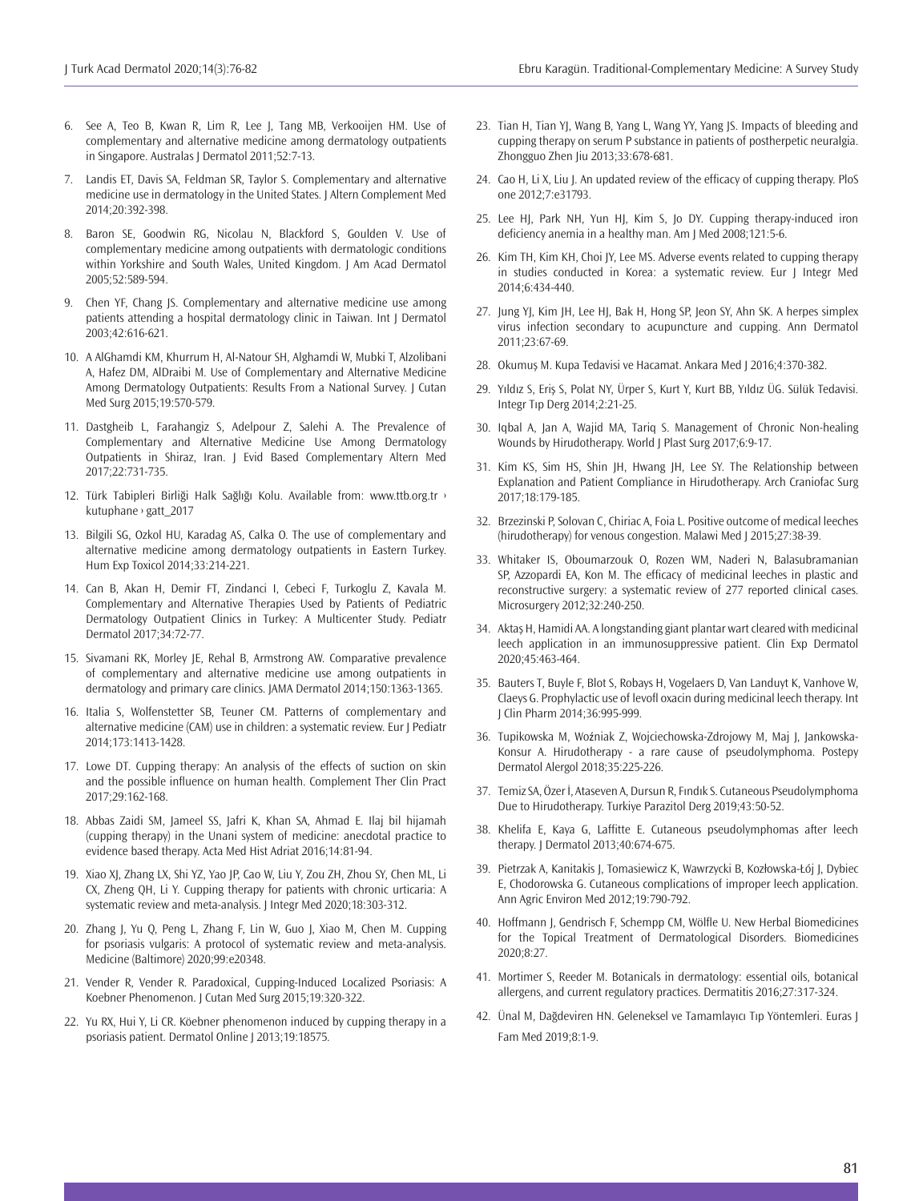6. See A, Teo B, Kwan R, Lim R, Lee J, Tang MB, Verkooijen HM. Use of complementary and alternative medicine among dermatology outpatients in Singapore. Australas J Dermatol 2011;52:7-13.
7. Landis ET, Davis SA, Feldman SR, Taylor S. Complementary and alternative medicine use in dermatology in the United States. J Altern Complement Med 2014;20:392-398.
8. Baron SE, Goodwin RG, Nicolau N, Blackford S, Goulden V. Use of complementary medicine among outpatients with dermatologic conditions within Yorkshire and South Wales, United Kingdom. J Am Acad Dermatol 2005;52:589-594.
9. Chen YF, Chang JS. Complementary and alternative medicine use among patients attending a hospital dermatology clinic in Taiwan. Int J Dermatol 2003;42:616-621.
10. A AlGhamdi KM, Khurrum H, Al-Natour SH, Alghamdi W, Mubki T, Alzolibani A, Hafez DM, AlDraibi M. Use of Complementary and Alternative Medicine Among Dermatology Outpatients: Results From a National Survey. J Cutan Med Surg 2015;19:570-579.
11. Dastgheib L, Farahangiz S, Adelpour Z, Salehi A. The Prevalence of Complementary and Alternative Medicine Use Among Dermatology Outpatients in Shiraz, Iran. J Evid Based Complementary Altern Med 2017;22:731-735.
12. Türk Tabipleri Birliği Halk Sağlığı Kolu. Available from: www.ttb.org.tr › kutuphane › gatt_2017
13. Bilgili SG, Ozkol HU, Karadag AS, Calka O. The use of complementary and alternative medicine among dermatology outpatients in Eastern Turkey. Hum Exp Toxicol 2014;33:214-221.
14. Can B, Akan H, Demir FT, Zindanci I, Cebeci F, Turkoglu Z, Kavala M. Complementary and Alternative Therapies Used by Patients of Pediatric Dermatology Outpatient Clinics in Turkey: A Multicenter Study. Pediatr Dermatol 2017;34:72-77.
15. Sivamani RK, Morley JE, Rehal B, Armstrong AW. Comparative prevalence of complementary and alternative medicine use among outpatients in dermatology and primary care clinics. JAMA Dermatol 2014;150:1363-1365.
16. Italia S, Wolfenstetter SB, Teuner CM. Patterns of complementary and alternative medicine (CAM) use in children: a systematic review. Eur J Pediatr 2014;173:1413-1428.
17. Lowe DT. Cupping therapy: An analysis of the effects of suction on skin and the possible influence on human health. Complement Ther Clin Pract 2017;29:162-168.
18. Abbas Zaidi SM, Jameel SS, Jafri K, Khan SA, Ahmad E. Ilaj bil hijamah (cupping therapy) in the Unani system of medicine: anecdotal practice to evidence based therapy. Acta Med Hist Adriat 2016;14:81-94.
19. Xiao XJ, Zhang LX, Shi YZ, Yao JP, Cao W, Liu Y, Zou ZH, Zhou SY, Chen ML, Li CX, Zheng QH, Li Y. Cupping therapy for patients with chronic urticaria: A systematic review and meta-analysis. J Integr Med 2020;18:303-312.
20. Zhang J, Yu Q, Peng L, Zhang F, Lin W, Guo J, Xiao M, Chen M. Cupping for psoriasis vulgaris: A protocol of systematic review and meta-analysis. Medicine (Baltimore) 2020;99:e20348.
21. Vender R, Vender R. Paradoxical, Cupping-Induced Localized Psoriasis: A Koebner Phenomenon. J Cutan Med Surg 2015;19:320-322.
22. Yu RX, Hui Y, Li CR. Köebner phenomenon induced by cupping therapy in a psoriasis patient. Dermatol Online J 2013;19:18575.
23. Tian H, Tian YJ, Wang B, Yang L, Wang YY, Yang JS. Impacts of bleeding and cupping therapy on serum P substance in patients of postherpetic neuralgia. Zhongguo Zhen Jiu 2013;33:678-681.
24. Cao H, Li X, Liu J. An updated review of the efficacy of cupping therapy. PloS one 2012;7:e31793.
25. Lee HJ, Park NH, Yun HJ, Kim S, Jo DY. Cupping therapy-induced iron deficiency anemia in a healthy man. Am J Med 2008;121:5-6.
26. Kim TH, Kim KH, Choi JY, Lee MS. Adverse events related to cupping therapy in studies conducted in Korea: a systematic review. Eur J Integr Med 2014;6:434-440.
27. Jung YJ, Kim JH, Lee HJ, Bak H, Hong SP, Jeon SY, Ahn SK. A herpes simplex virus infection secondary to acupuncture and cupping. Ann Dermatol 2011;23:67-69.
28. Okumuş M. Kupa Tedavisi ve Hacamat. Ankara Med J 2016;4:370-382.
29. Yıldız S, Eriş S, Polat NY, Ürper S, Kurt Y, Kurt BB, Yıldız ÜG. Sülük Tedavisi. Integr Tıp Derg 2014;2:21-25.
30. Iqbal A, Jan A, Wajid MA, Tariq S. Management of Chronic Non-healing Wounds by Hirudotherapy. World J Plast Surg 2017;6:9-17.
31. Kim KS, Sim HS, Shin JH, Hwang JH, Lee SY. The Relationship between Explanation and Patient Compliance in Hirudotherapy. Arch Craniofac Surg 2017;18:179-185.
32. Brzezinski P, Solovan C, Chiriac A, Foia L. Positive outcome of medical leeches (hirudotherapy) for venous congestion. Malawi Med J 2015;27:38-39.
33. Whitaker IS, Oboumarzouk O, Rozen WM, Naderi N, Balasubramanian SP, Azzopardi EA, Kon M. The efficacy of medicinal leeches in plastic and reconstructive surgery: a systematic review of 277 reported clinical cases. Microsurgery 2012;32:240-250.
34. Aktaş H, Hamidi AA. A longstanding giant plantar wart cleared with medicinal leech application in an immunosuppressive patient. Clin Exp Dermatol 2020;45:463-464.
35. Bauters T, Buyle F, Blot S, Robays H, Vogelaers D, Van Landuyt K, Vanhove W, Claeys G. Prophylactic use of levofl oxacin during medicinal leech therapy. Int J Clin Pharm 2014;36:995-999.
36. Tupikowska M, Woźniak Z, Wojciechowska-Zdrojowy M, Maj J, Jankowska-Konsur A. Hirudotherapy - a rare cause of pseudolymphoma. Postepy Dermatol Alergol 2018;35:225-226.
37. Temiz SA, Özer İ, Ataseven A, Dursun R, Fındık S. Cutaneous Pseudolymphoma Due to Hirudotherapy. Turkiye Parazitol Derg 2019;43:50-52.
38. Khelifa E, Kaya G, Laffitte E. Cutaneous pseudolymphomas after leech therapy. J Dermatol 2013;40:674-675.
39. Pietrzak A, Kanitakis J, Tomasiewicz K, Wawrzycki B, Kozłowska-Łój J, Dybiec E, Chodorowska G. Cutaneous complications of improper leech application. Ann Agric Environ Med 2012;19:790-792.
40. Hoffmann J, Gendrisch F, Schempp CM, Wölfle U. New Herbal Biomedicines for the Topical Treatment of Dermatological Disorders. Biomedicines 2020;8:27.
41. Mortimer S, Reeder M. Botanicals in dermatology: essential oils, botanical allergens, and current regulatory practices. Dermatitis 2016;27:317-324.
42. Ünal M, Dağdeviren HN. Geleneksel ve Tamamlayıcı Tıp Yöntemleri. Euras J Fam Med 2019;8:1-9.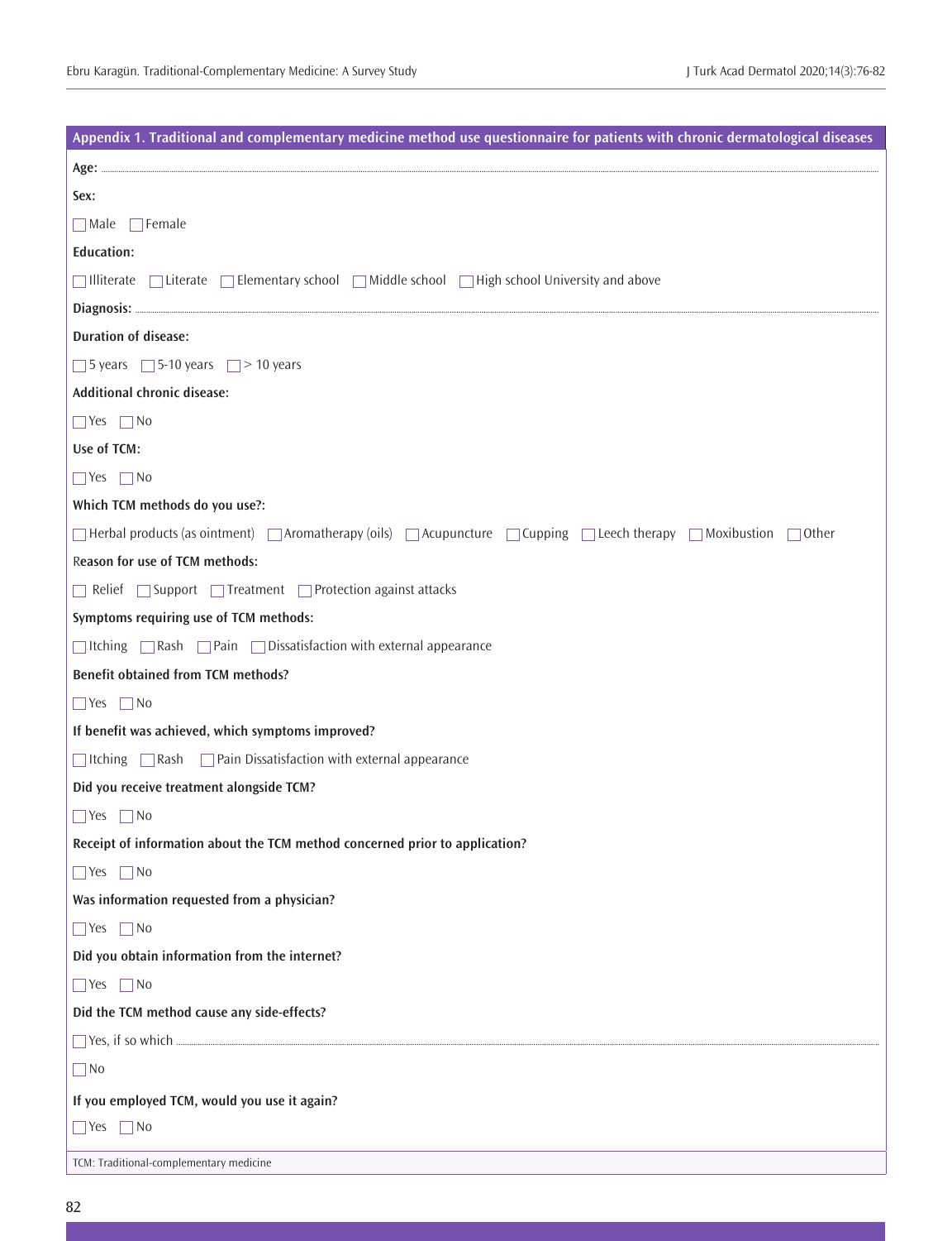**Appendix 1. Traditional and complementary medicine method use questionnaire for patients with chronic dermatological diseases**

**Age:** ..........

**Sex:**

☐ Male ☐ Female

**Education:**

☐ Illiterate ☐ Literate ☐ Elementary school ☐ Middle school ☐ High school University and above

**Diagnosis:** ..........

**Duration of disease:**

☐ 5 years ☐ 5-10 years ☐ > 10 years

**Additional chronic disease:**

☐ Yes ☐ No

**Use of TCM:**

☐ Yes ☐ No

**Which TCM methods do you use?:**

☐ Herbal products (as ointment) ☐ Aromatherapy (oils) ☐ Acupuncture ☐ Cupping ☐ Leech therapy ☐ Moxibustion ☐ Other

**Reason for use of TCM methods:**

☐ Relief ☐ Support ☐ Treatment ☐ Protection against attacks

**Symptoms requiring use of TCM methods:**

☐ Itching ☐ Rash ☐ Pain ☐ Dissatisfaction with external appearance

**Benefit obtained from TCM methods?**

☐ Yes ☐ No

**If benefit was achieved, which symptoms improved?**

☐ Itching ☐ Rash ☐ Pain Dissatisfaction with external appearance

**Did you receive treatment alongside TCM?**

☐ Yes ☐ No

**Receipt of information about the TCM method concerned prior to application?**

☐ Yes ☐ No

**Was information requested from a physician?**

☐ Yes ☐ No

**Did you obtain information from the internet?**

☐ Yes ☐ No

**Did the TCM method cause any side-effects?**

☐ Yes, if so which ..........

☐ No

**If you employed TCM, would you use it again?**

☐ Yes ☐ No

TCM: Traditional-complementary medicine